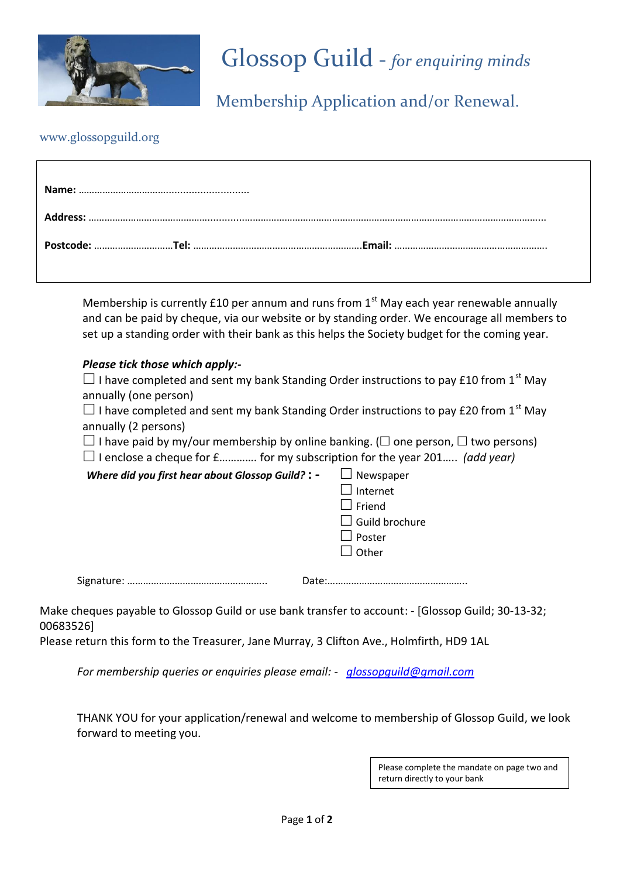# Glossop Guild - *for enquiring minds*

## Membership Application and/or Renewal.

www.glossopguild.org

**Name:** ……………………………...........................

**Address:** ……………………………………..........................................................................................................................

**Postcode:** …………………………**Tel:** ……………………………………………………….**Email:** ………………………………………………….

Membership is currently £10 per annum and runs from 1st May each year renewable annually and can be paid by cheque, via our website or by standing order. We encourage all members to set up a standing order with their bank as this helps the Society budget for the coming year.

***Please tick those which apply:-***

☐ I have completed and sent my bank Standing Order instructions to pay £10 from 1st May annually (one person)

☐ I have completed and sent my bank Standing Order instructions to pay £20 from 1st May annually (2 persons)

☐ I have paid by my/our membership by online banking. (☐ one person, ☐ two persons)

☐ I enclose a cheque for £…………. for my subscription for the year 201….. *(add year)*

***Where did you first hear about Glossop Guild?* : -**

☐ Newspaper
☐ Internet
☐ Friend
☐ Guild brochure
☐ Poster
☐ Other

Signature: ……………………………………………..      Date:……………………………………………..

Make cheques payable to Glossop Guild or use bank transfer to account: - [Glossop Guild; 30-13-32; 00683526]

Please return this form to the Treasurer, Jane Murray, 3 Clifton Ave., Holmfirth, HD9 1AL

*For membership queries or enquiries please email: - glossopguild@gmail.com*

THANK YOU for your application/renewal and welcome to membership of Glossop Guild, we look forward to meeting you.

Please complete the mandate on page two and return directly to your bank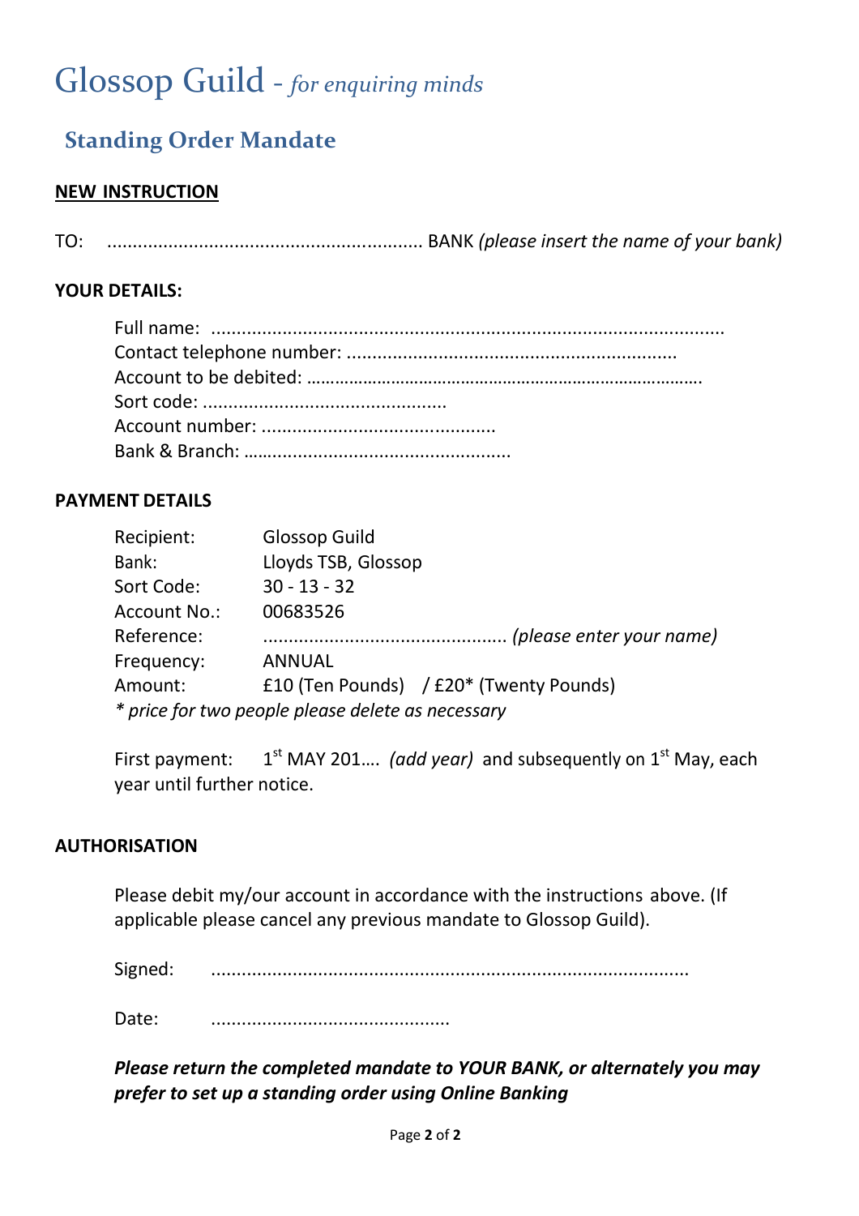# Glossop Guild - *for enquiring minds*

## Standing Order Mandate

**NEW INSTRUCTION**

TO: ............................................................. BANK *(please insert the name of your bank)*

**YOUR DETAILS:**

Full name: ....................................................................................................
Contact telephone number: ................................................................
Account to be debited: …………………………………………………………………………
Sort code: ...............................................
Account number: .............................................
Bank & Branch: …..................................................

**PAYMENT DETAILS**

| | |
|---|---|
| Recipient: | Glossop Guild |
| Bank: | Lloyds TSB, Glossop |
| Sort Code: | 30 - 13 - 32 |
| Account No.: | 00683526 |
| Reference: | ............................................... *(please enter your name)* |
| Frequency: | ANNUAL |
| Amount: | £10 (Ten Pounds) / £20* (Twenty Pounds) |

*\* price for two people please delete as necessary*

First payment: 1st MAY 201…. *(add year)* and subsequently on 1st May, each year until further notice.

**AUTHORISATION**

Please debit my/our account in accordance with the instructions above. (If applicable please cancel any previous mandate to Glossop Guild).

Signed: .............................................................................................

Date: ...............................................

***Please return the completed mandate to YOUR BANK, or alternately you may prefer to set up a standing order using Online Banking***